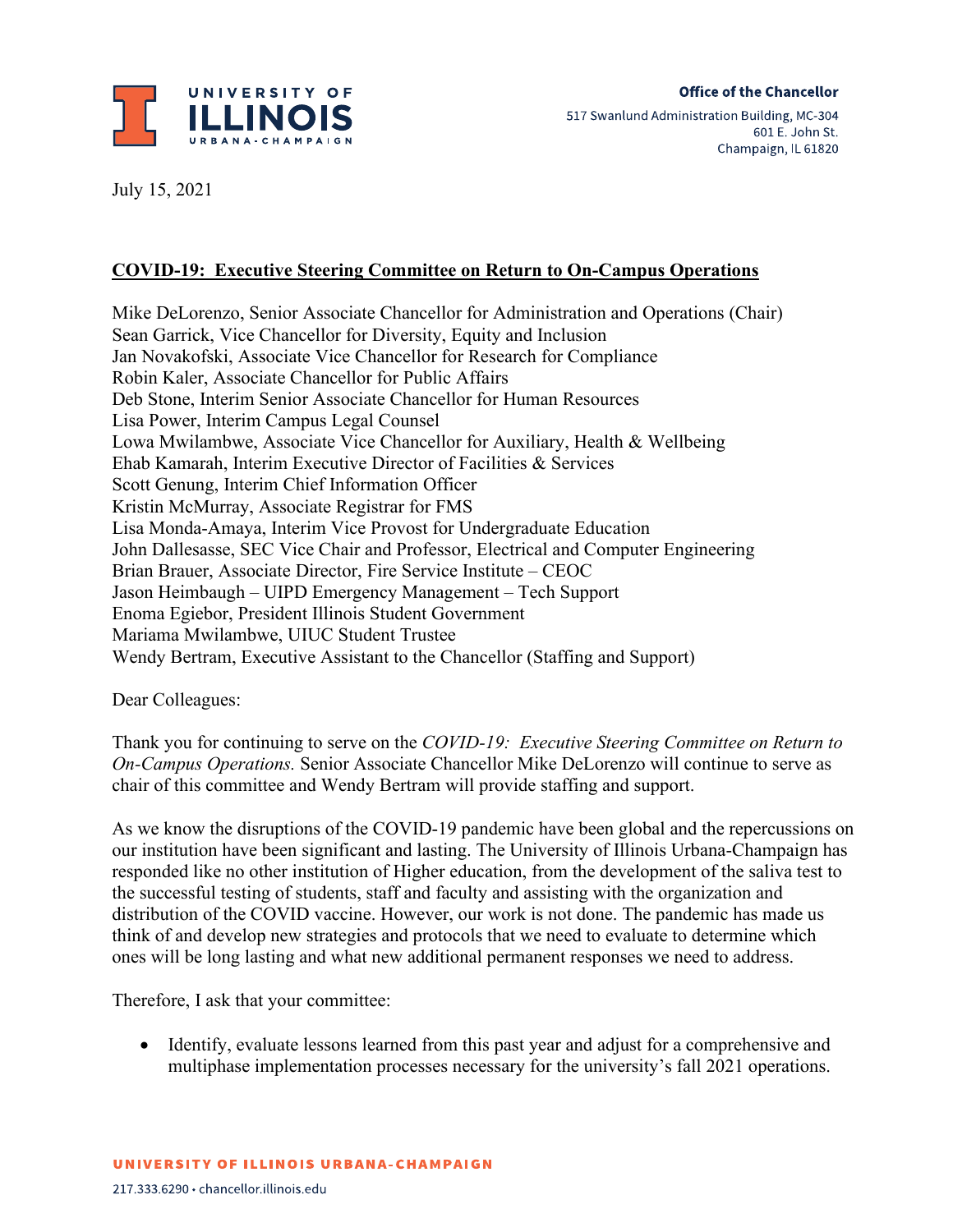**Office of the Chancellor**
517 Swanlund Administration Building, MC-304
601 E. John St.
Champaign, IL 61820

July 15, 2021

**COVID-19: Executive Steering Committee on Return to On-Campus Operations**

Mike DeLorenzo, Senior Associate Chancellor for Administration and Operations (Chair)
Sean Garrick, Vice Chancellor for Diversity, Equity and Inclusion
Jan Novakofski, Associate Vice Chancellor for Research for Compliance
Robin Kaler, Associate Chancellor for Public Affairs
Deb Stone, Interim Senior Associate Chancellor for Human Resources
Lisa Power, Interim Campus Legal Counsel
Lowa Mwilambwe, Associate Vice Chancellor for Auxiliary, Health & Wellbeing
Ehab Kamarah, Interim Executive Director of Facilities & Services
Scott Genung, Interim Chief Information Officer
Kristin McMurray, Associate Registrar for FMS
Lisa Monda-Amaya, Interim Vice Provost for Undergraduate Education
John Dallesasse, SEC Vice Chair and Professor, Electrical and Computer Engineering
Brian Brauer, Associate Director, Fire Service Institute – CEOC
Jason Heimbaugh – UIPD Emergency Management – Tech Support
Enoma Egiebor, President Illinois Student Government
Mariama Mwilambwe, UIUC Student Trustee
Wendy Bertram, Executive Assistant to the Chancellor (Staffing and Support)

Dear Colleagues:

Thank you for continuing to serve on the *COVID-19: Executive Steering Committee on Return to On-Campus Operations.* Senior Associate Chancellor Mike DeLorenzo will continue to serve as chair of this committee and Wendy Bertram will provide staffing and support.

As we know the disruptions of the COVID-19 pandemic have been global and the repercussions on our institution have been significant and lasting. The University of Illinois Urbana-Champaign has responded like no other institution of Higher education, from the development of the saliva test to the successful testing of students, staff and faculty and assisting with the organization and distribution of the COVID vaccine. However, our work is not done. The pandemic has made us think of and develop new strategies and protocols that we need to evaluate to determine which ones will be long lasting and what new additional permanent responses we need to address.

Therefore, I ask that your committee:

- Identify, evaluate lessons learned from this past year and adjust for a comprehensive and multiphase implementation processes necessary for the university's fall 2021 operations.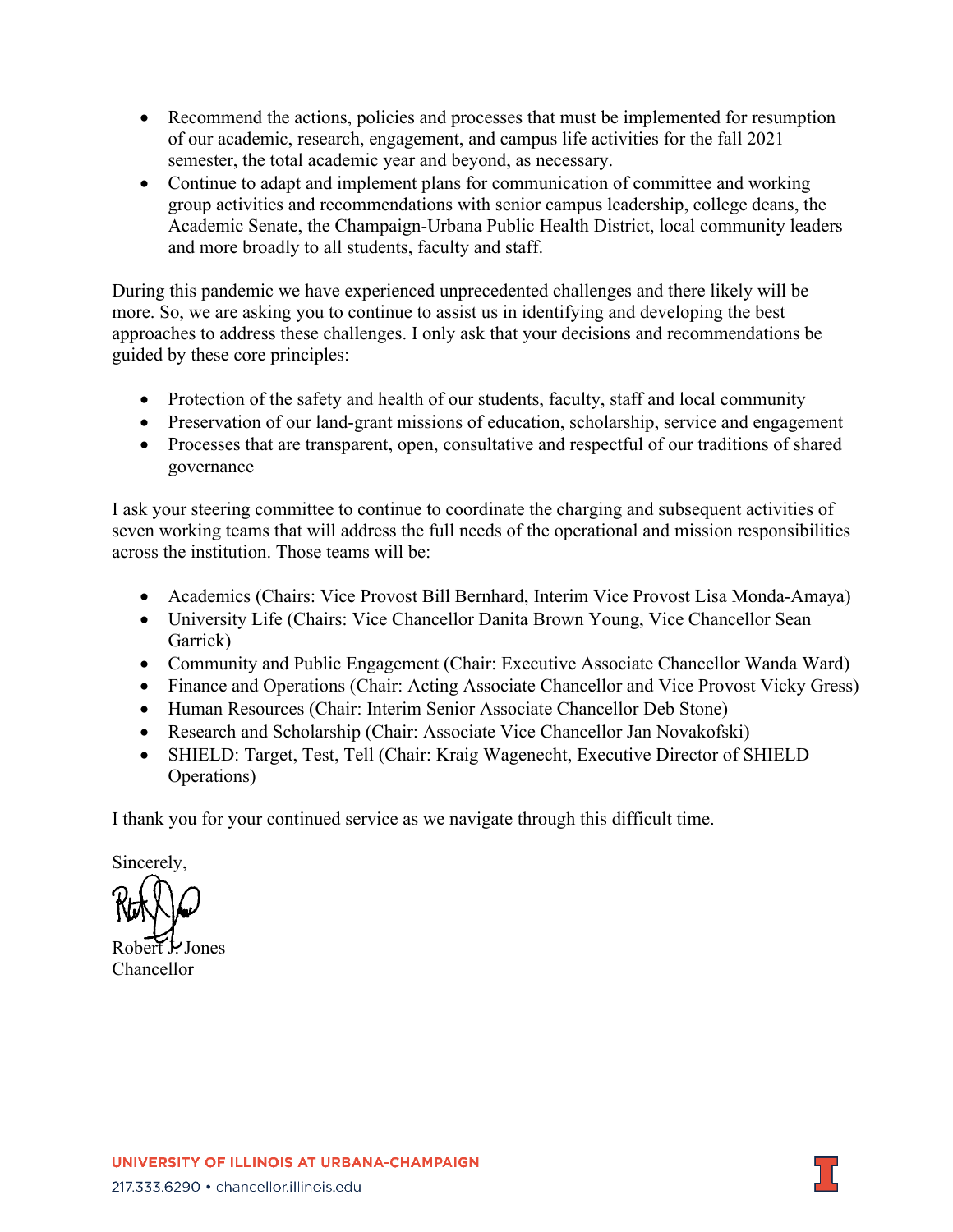- Recommend the actions, policies and processes that must be implemented for resumption of our academic, research, engagement, and campus life activities for the fall 2021 semester, the total academic year and beyond, as necessary.
- Continue to adapt and implement plans for communication of committee and working group activities and recommendations with senior campus leadership, college deans, the Academic Senate, the Champaign-Urbana Public Health District, local community leaders and more broadly to all students, faculty and staff.

During this pandemic we have experienced unprecedented challenges and there likely will be more. So, we are asking you to continue to assist us in identifying and developing the best approaches to address these challenges. I only ask that your decisions and recommendations be guided by these core principles:

- Protection of the safety and health of our students, faculty, staff and local community
- Preservation of our land-grant missions of education, scholarship, service and engagement
- Processes that are transparent, open, consultative and respectful of our traditions of shared governance

I ask your steering committee to continue to coordinate the charging and subsequent activities of seven working teams that will address the full needs of the operational and mission responsibilities across the institution. Those teams will be:

- Academics (Chairs: Vice Provost Bill Bernhard, Interim Vice Provost Lisa Monda-Amaya)
- University Life (Chairs: Vice Chancellor Danita Brown Young, Vice Chancellor Sean Garrick)
- Community and Public Engagement (Chair: Executive Associate Chancellor Wanda Ward)
- Finance and Operations (Chair: Acting Associate Chancellor and Vice Provost Vicky Gress)
- Human Resources (Chair: Interim Senior Associate Chancellor Deb Stone)
- Research and Scholarship (Chair: Associate Vice Chancellor Jan Novakofski)
- SHIELD: Target, Test, Tell (Chair: Kraig Wagenecht, Executive Director of SHIELD Operations)

I thank you for your continued service as we navigate through this difficult time.

Sincerely,

Robert J. Jones
Chancellor

UNIVERSITY OF ILLINOIS AT URBANA-CHAMPAIGN
217.333.6290 • chancellor.illinois.edu